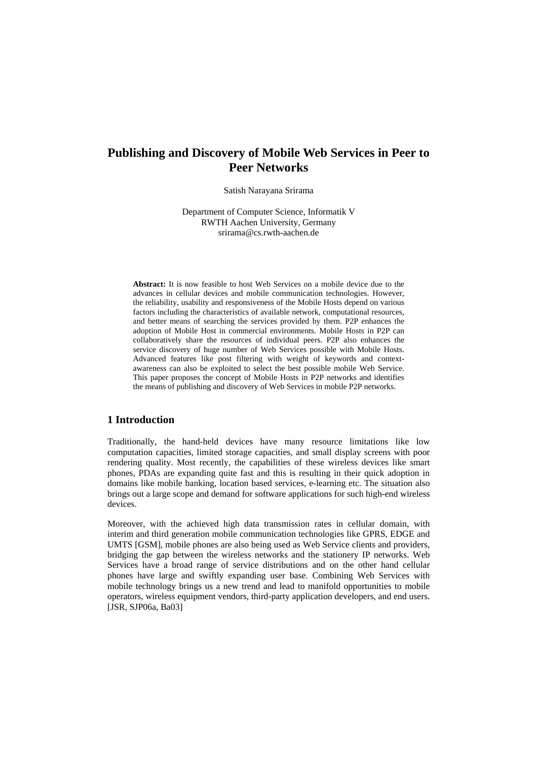# Publishing and Discovery of Mobile Web Services in Peer to Peer Networks

Satish Narayana Srirama

Department of Computer Science, Informatik V
RWTH Aachen University, Germany
srirama@cs.rwth-aachen.de

**Abstract:** It is now feasible to host Web Services on a mobile device due to the advances in cellular devices and mobile communication technologies. However, the reliability, usability and responsiveness of the Mobile Hosts depend on various factors including the characteristics of available network, computational resources, and better means of searching the services provided by them. P2P enhances the adoption of Mobile Host in commercial environments. Mobile Hosts in P2P can collaboratively share the resources of individual peers. P2P also enhances the service discovery of huge number of Web Services possible with Mobile Hosts. Advanced features like post filtering with weight of keywords and context-awareness can also be exploited to select the best possible mobile Web Service. This paper proposes the concept of Mobile Hosts in P2P networks and identifies the means of publishing and discovery of Web Services in mobile P2P networks.

## 1 Introduction

Traditionally, the hand-held devices have many resource limitations like low computation capacities, limited storage capacities, and small display screens with poor rendering quality. Most recently, the capabilities of these wireless devices like smart phones, PDAs are expanding quite fast and this is resulting in their quick adoption in domains like mobile banking, location based services, e-learning etc. The situation also brings out a large scope and demand for software applications for such high-end wireless devices.

Moreover, with the achieved high data transmission rates in cellular domain, with interim and third generation mobile communication technologies like GPRS, EDGE and UMTS [GSM], mobile phones are also being used as Web Service clients and providers, bridging the gap between the wireless networks and the stationery IP networks. Web Services have a broad range of service distributions and on the other hand cellular phones have large and swiftly expanding user base. Combining Web Services with mobile technology brings us a new trend and lead to manifold opportunities to mobile operators, wireless equipment vendors, third-party application developers, and end users. [JSR, SJP06a, Ba03]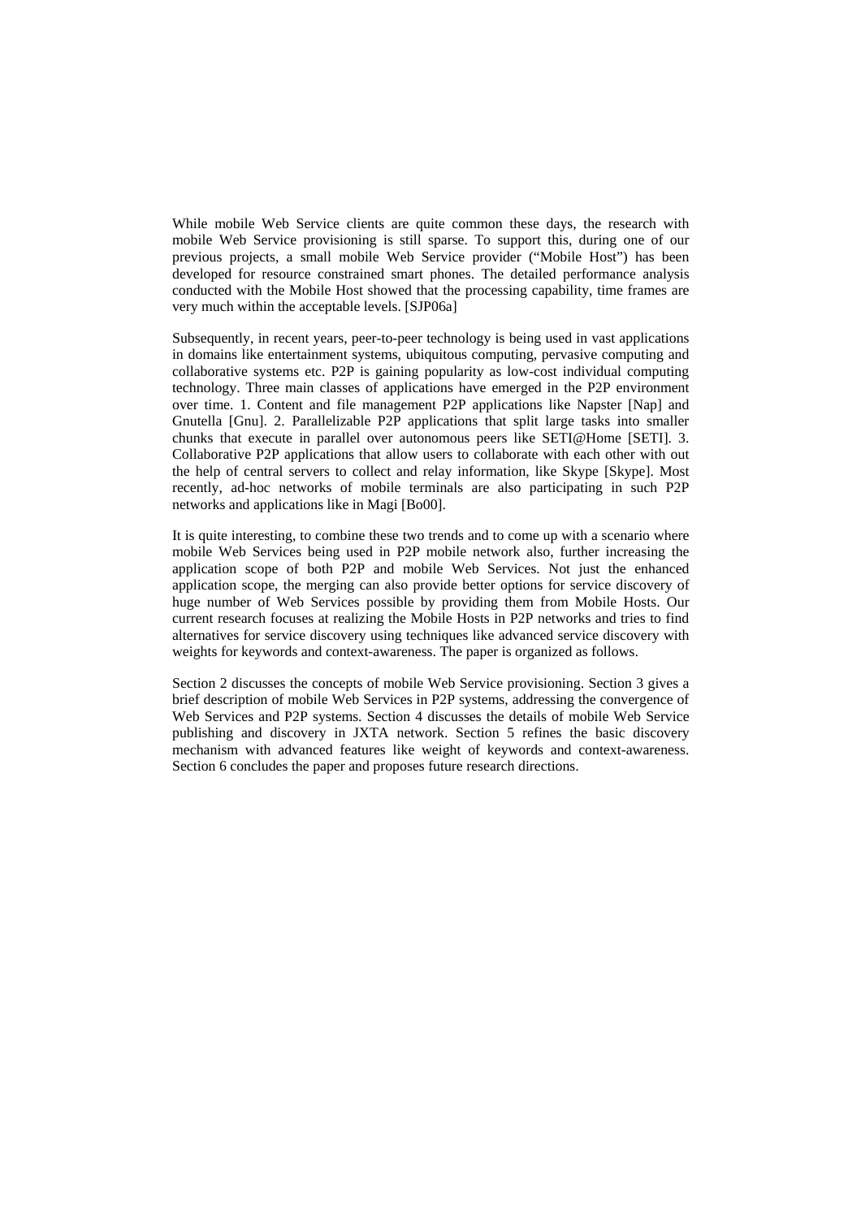While mobile Web Service clients are quite common these days, the research with mobile Web Service provisioning is still sparse. To support this, during one of our previous projects, a small mobile Web Service provider ("Mobile Host") has been developed for resource constrained smart phones. The detailed performance analysis conducted with the Mobile Host showed that the processing capability, time frames are very much within the acceptable levels. [SJP06a]

Subsequently, in recent years, peer-to-peer technology is being used in vast applications in domains like entertainment systems, ubiquitous computing, pervasive computing and collaborative systems etc. P2P is gaining popularity as low-cost individual computing technology. Three main classes of applications have emerged in the P2P environment over time. 1. Content and file management P2P applications like Napster [Nap] and Gnutella [Gnu]. 2. Parallelizable P2P applications that split large tasks into smaller chunks that execute in parallel over autonomous peers like SETI@Home [SETI]. 3. Collaborative P2P applications that allow users to collaborate with each other with out the help of central servers to collect and relay information, like Skype [Skype]. Most recently, ad-hoc networks of mobile terminals are also participating in such P2P networks and applications like in Magi [Bo00].

It is quite interesting, to combine these two trends and to come up with a scenario where mobile Web Services being used in P2P mobile network also, further increasing the application scope of both P2P and mobile Web Services. Not just the enhanced application scope, the merging can also provide better options for service discovery of huge number of Web Services possible by providing them from Mobile Hosts. Our current research focuses at realizing the Mobile Hosts in P2P networks and tries to find alternatives for service discovery using techniques like advanced service discovery with weights for keywords and context-awareness. The paper is organized as follows.

Section 2 discusses the concepts of mobile Web Service provisioning. Section 3 gives a brief description of mobile Web Services in P2P systems, addressing the convergence of Web Services and P2P systems. Section 4 discusses the details of mobile Web Service publishing and discovery in JXTA network. Section 5 refines the basic discovery mechanism with advanced features like weight of keywords and context-awareness. Section 6 concludes the paper and proposes future research directions.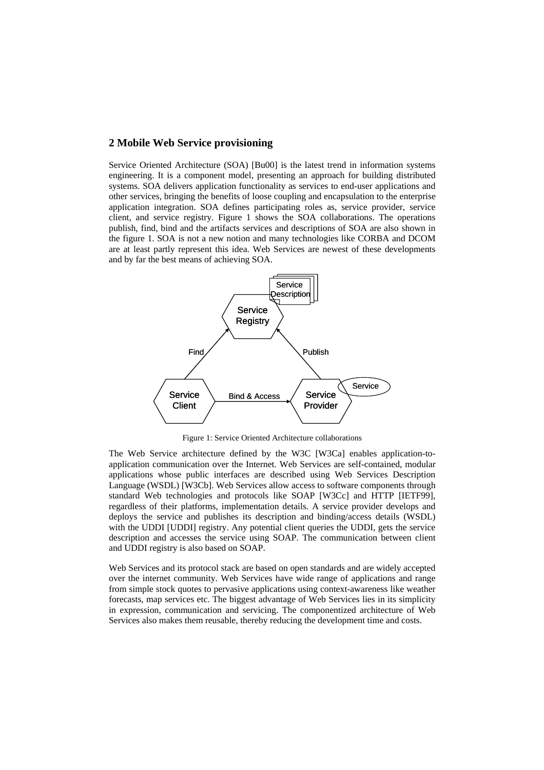## 2 Mobile Web Service provisioning

Service Oriented Architecture (SOA) [Bu00] is the latest trend in information systems engineering. It is a component model, presenting an approach for building distributed systems. SOA delivers application functionality as services to end-user applications and other services, bringing the benefits of loose coupling and encapsulation to the enterprise application integration. SOA defines participating roles as, service provider, service client, and service registry. Figure 1 shows the SOA collaborations. The operations publish, find, bind and the artifacts services and descriptions of SOA are also shown in the figure 1. SOA is not a new notion and many technologies like CORBA and DCOM are at least partly represent this idea. Web Services are newest of these developments and by far the best means of achieving SOA.

Figure 1: Service Oriented Architecture collaborations

The Web Service architecture defined by the W3C [W3Ca] enables application-to-application communication over the Internet. Web Services are self-contained, modular applications whose public interfaces are described using Web Services Description Language (WSDL) [W3Cb]. Web Services allow access to software components through standard Web technologies and protocols like SOAP [W3Cc] and HTTP [IETF99], regardless of their platforms, implementation details. A service provider develops and deploys the service and publishes its description and binding/access details (WSDL) with the UDDI [UDDI] registry. Any potential client queries the UDDI, gets the service description and accesses the service using SOAP. The communication between client and UDDI registry is also based on SOAP.

Web Services and its protocol stack are based on open standards and are widely accepted over the internet community. Web Services have wide range of applications and range from simple stock quotes to pervasive applications using context-awareness like weather forecasts, map services etc. The biggest advantage of Web Services lies in its simplicity in expression, communication and servicing. The componentized architecture of Web Services also makes them reusable, thereby reducing the development time and costs.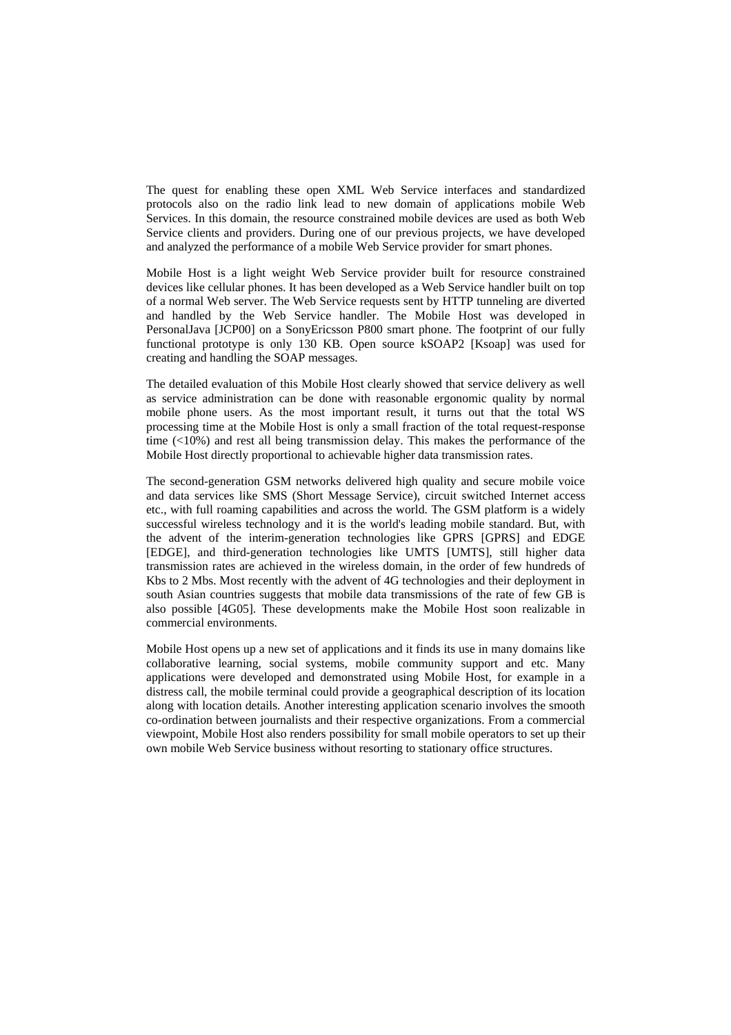The quest for enabling these open XML Web Service interfaces and standardized protocols also on the radio link lead to new domain of applications mobile Web Services. In this domain, the resource constrained mobile devices are used as both Web Service clients and providers. During one of our previous projects, we have developed and analyzed the performance of a mobile Web Service provider for smart phones.

Mobile Host is a light weight Web Service provider built for resource constrained devices like cellular phones. It has been developed as a Web Service handler built on top of a normal Web server. The Web Service requests sent by HTTP tunneling are diverted and handled by the Web Service handler. The Mobile Host was developed in PersonalJava [JCP00] on a SonyEricsson P800 smart phone. The footprint of our fully functional prototype is only 130 KB. Open source kSOAP2 [Ksoap] was used for creating and handling the SOAP messages.

The detailed evaluation of this Mobile Host clearly showed that service delivery as well as service administration can be done with reasonable ergonomic quality by normal mobile phone users. As the most important result, it turns out that the total WS processing time at the Mobile Host is only a small fraction of the total request-response time (<10%) and rest all being transmission delay. This makes the performance of the Mobile Host directly proportional to achievable higher data transmission rates.

The second-generation GSM networks delivered high quality and secure mobile voice and data services like SMS (Short Message Service), circuit switched Internet access etc., with full roaming capabilities and across the world. The GSM platform is a widely successful wireless technology and it is the world's leading mobile standard. But, with the advent of the interim-generation technologies like GPRS [GPRS] and EDGE [EDGE], and third-generation technologies like UMTS [UMTS], still higher data transmission rates are achieved in the wireless domain, in the order of few hundreds of Kbs to 2 Mbs. Most recently with the advent of 4G technologies and their deployment in south Asian countries suggests that mobile data transmissions of the rate of few GB is also possible [4G05]. These developments make the Mobile Host soon realizable in commercial environments.

Mobile Host opens up a new set of applications and it finds its use in many domains like collaborative learning, social systems, mobile community support and etc. Many applications were developed and demonstrated using Mobile Host, for example in a distress call, the mobile terminal could provide a geographical description of its location along with location details. Another interesting application scenario involves the smooth co-ordination between journalists and their respective organizations. From a commercial viewpoint, Mobile Host also renders possibility for small mobile operators to set up their own mobile Web Service business without resorting to stationary office structures.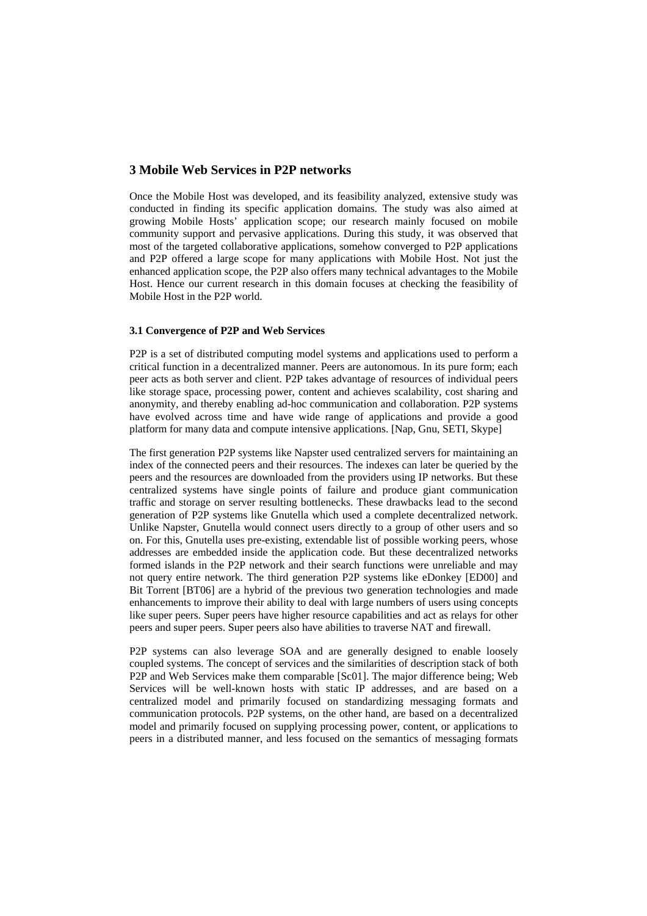## 3 Mobile Web Services in P2P networks

Once the Mobile Host was developed, and its feasibility analyzed, extensive study was conducted in finding its specific application domains. The study was also aimed at growing Mobile Hosts' application scope; our research mainly focused on mobile community support and pervasive applications. During this study, it was observed that most of the targeted collaborative applications, somehow converged to P2P applications and P2P offered a large scope for many applications with Mobile Host. Not just the enhanced application scope, the P2P also offers many technical advantages to the Mobile Host. Hence our current research in this domain focuses at checking the feasibility of Mobile Host in the P2P world.

### 3.1 Convergence of P2P and Web Services

P2P is a set of distributed computing model systems and applications used to perform a critical function in a decentralized manner. Peers are autonomous. In its pure form; each peer acts as both server and client. P2P takes advantage of resources of individual peers like storage space, processing power, content and achieves scalability, cost sharing and anonymity, and thereby enabling ad-hoc communication and collaboration. P2P systems have evolved across time and have wide range of applications and provide a good platform for many data and compute intensive applications. [Nap, Gnu, SETI, Skype]

The first generation P2P systems like Napster used centralized servers for maintaining an index of the connected peers and their resources. The indexes can later be queried by the peers and the resources are downloaded from the providers using IP networks. But these centralized systems have single points of failure and produce giant communication traffic and storage on server resulting bottlenecks. These drawbacks lead to the second generation of P2P systems like Gnutella which used a complete decentralized network. Unlike Napster, Gnutella would connect users directly to a group of other users and so on. For this, Gnutella uses pre-existing, extendable list of possible working peers, whose addresses are embedded inside the application code. But these decentralized networks formed islands in the P2P network and their search functions were unreliable and may not query entire network. The third generation P2P systems like eDonkey [ED00] and Bit Torrent [BT06] are a hybrid of the previous two generation technologies and made enhancements to improve their ability to deal with large numbers of users using concepts like super peers. Super peers have higher resource capabilities and act as relays for other peers and super peers. Super peers also have abilities to traverse NAT and firewall.

P2P systems can also leverage SOA and are generally designed to enable loosely coupled systems. The concept of services and the similarities of description stack of both P2P and Web Services make them comparable [Sc01]. The major difference being; Web Services will be well-known hosts with static IP addresses, and are based on a centralized model and primarily focused on standardizing messaging formats and communication protocols. P2P systems, on the other hand, are based on a decentralized model and primarily focused on supplying processing power, content, or applications to peers in a distributed manner, and less focused on the semantics of messaging formats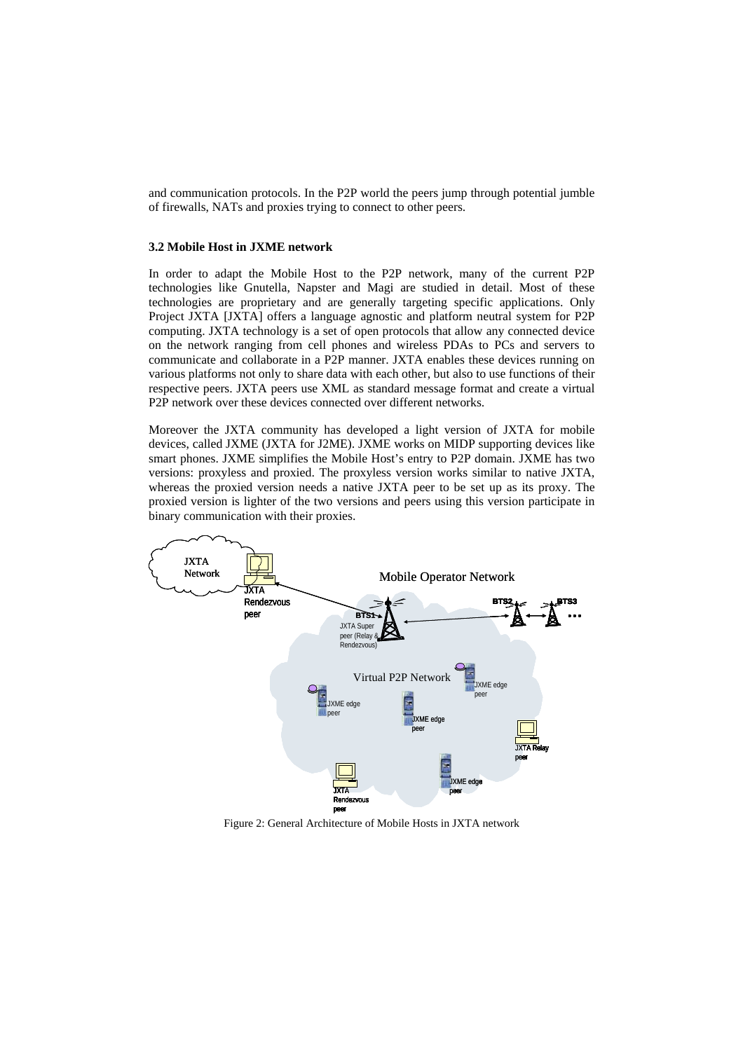and communication protocols. In the P2P world the peers jump through potential jumble of firewalls, NATs and proxies trying to connect to other peers.

### 3.2 Mobile Host in JXME network

In order to adapt the Mobile Host to the P2P network, many of the current P2P technologies like Gnutella, Napster and Magi are studied in detail. Most of these technologies are proprietary and are generally targeting specific applications. Only Project JXTA [JXTA] offers a language agnostic and platform neutral system for P2P computing. JXTA technology is a set of open protocols that allow any connected device on the network ranging from cell phones and wireless PDAs to PCs and servers to communicate and collaborate in a P2P manner. JXTA enables these devices running on various platforms not only to share data with each other, but also to use functions of their respective peers. JXTA peers use XML as standard message format and create a virtual P2P network over these devices connected over different networks.

Moreover the JXTA community has developed a light version of JXTA for mobile devices, called JXME (JXTA for J2ME). JXME works on MIDP supporting devices like smart phones. JXME simplifies the Mobile Host's entry to P2P domain. JXME has two versions: proxyless and proxied. The proxyless version works similar to native JXTA, whereas the proxied version needs a native JXTA peer to be set up as its proxy. The proxied version is lighter of the two versions and peers using this version participate in binary communication with their proxies.

Figure 2: General Architecture of Mobile Hosts in JXTA network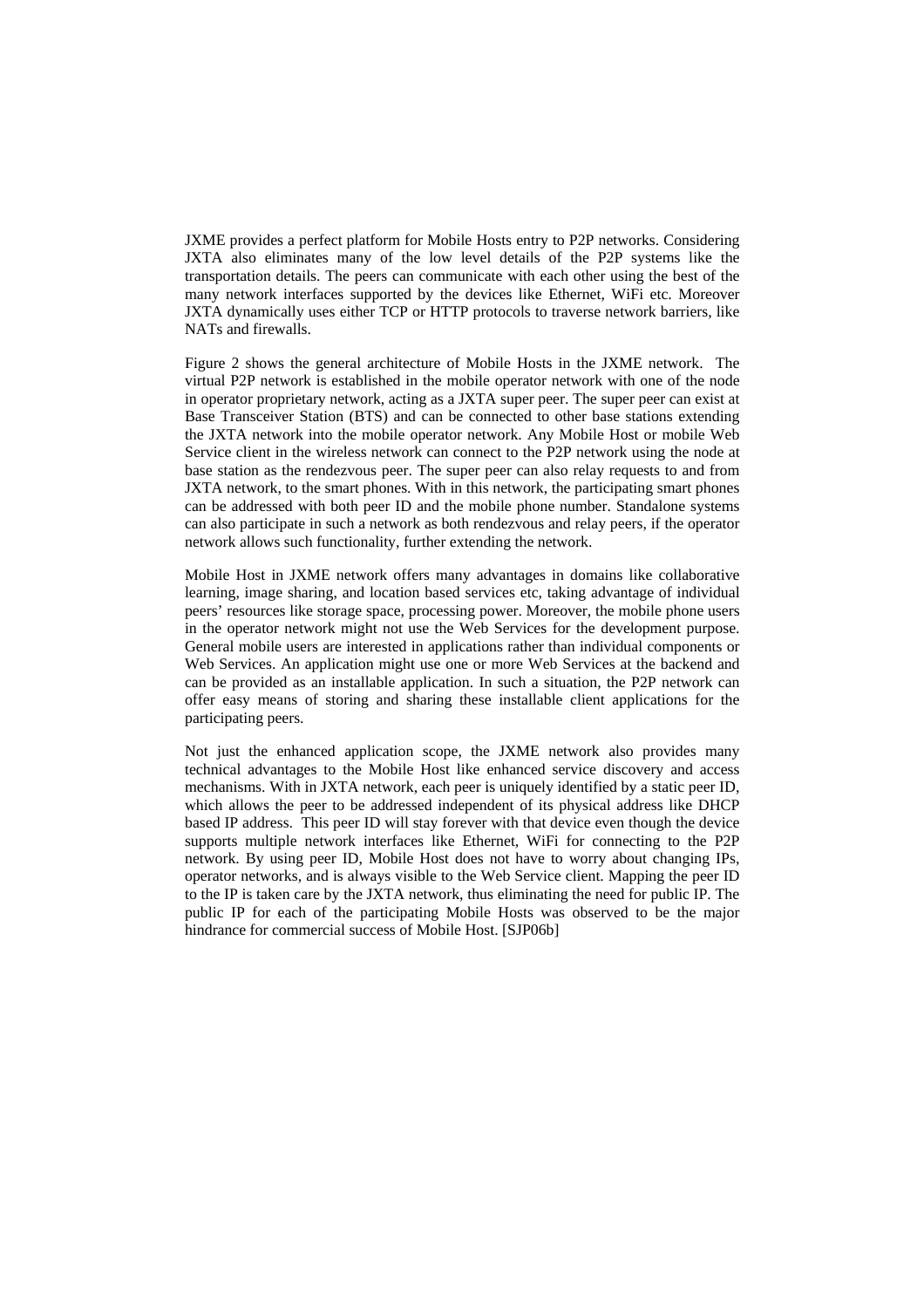JXME provides a perfect platform for Mobile Hosts entry to P2P networks. Considering JXTA also eliminates many of the low level details of the P2P systems like the transportation details. The peers can communicate with each other using the best of the many network interfaces supported by the devices like Ethernet, WiFi etc. Moreover JXTA dynamically uses either TCP or HTTP protocols to traverse network barriers, like NATs and firewalls.

Figure 2 shows the general architecture of Mobile Hosts in the JXME network. The virtual P2P network is established in the mobile operator network with one of the node in operator proprietary network, acting as a JXTA super peer. The super peer can exist at Base Transceiver Station (BTS) and can be connected to other base stations extending the JXTA network into the mobile operator network. Any Mobile Host or mobile Web Service client in the wireless network can connect to the P2P network using the node at base station as the rendezvous peer. The super peer can also relay requests to and from JXTA network, to the smart phones. With in this network, the participating smart phones can be addressed with both peer ID and the mobile phone number. Standalone systems can also participate in such a network as both rendezvous and relay peers, if the operator network allows such functionality, further extending the network.

Mobile Host in JXME network offers many advantages in domains like collaborative learning, image sharing, and location based services etc, taking advantage of individual peers' resources like storage space, processing power. Moreover, the mobile phone users in the operator network might not use the Web Services for the development purpose. General mobile users are interested in applications rather than individual components or Web Services. An application might use one or more Web Services at the backend and can be provided as an installable application. In such a situation, the P2P network can offer easy means of storing and sharing these installable client applications for the participating peers.

Not just the enhanced application scope, the JXME network also provides many technical advantages to the Mobile Host like enhanced service discovery and access mechanisms. With in JXTA network, each peer is uniquely identified by a static peer ID, which allows the peer to be addressed independent of its physical address like DHCP based IP address. This peer ID will stay forever with that device even though the device supports multiple network interfaces like Ethernet, WiFi for connecting to the P2P network. By using peer ID, Mobile Host does not have to worry about changing IPs, operator networks, and is always visible to the Web Service client. Mapping the peer ID to the IP is taken care by the JXTA network, thus eliminating the need for public IP. The public IP for each of the participating Mobile Hosts was observed to be the major hindrance for commercial success of Mobile Host. [SJP06b]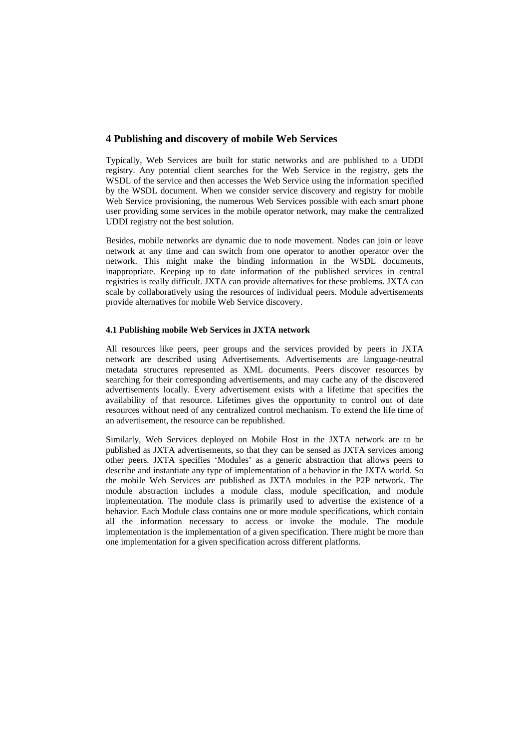## 4 Publishing and discovery of mobile Web Services

Typically, Web Services are built for static networks and are published to a UDDI registry. Any potential client searches for the Web Service in the registry, gets the WSDL of the service and then accesses the Web Service using the information specified by the WSDL document. When we consider service discovery and registry for mobile Web Service provisioning, the numerous Web Services possible with each smart phone user providing some services in the mobile operator network, may make the centralized UDDI registry not the best solution.

Besides, mobile networks are dynamic due to node movement. Nodes can join or leave network at any time and can switch from one operator to another operator over the network. This might make the binding information in the WSDL documents, inappropriate. Keeping up to date information of the published services in central registries is really difficult. JXTA can provide alternatives for these problems. JXTA can scale by collaboratively using the resources of individual peers. Module advertisements provide alternatives for mobile Web Service discovery.

### 4.1 Publishing mobile Web Services in JXTA network

All resources like peers, peer groups and the services provided by peers in JXTA network are described using Advertisements. Advertisements are language-neutral metadata structures represented as XML documents. Peers discover resources by searching for their corresponding advertisements, and may cache any of the discovered advertisements locally. Every advertisement exists with a lifetime that specifies the availability of that resource. Lifetimes gives the opportunity to control out of date resources without need of any centralized control mechanism. To extend the life time of an advertisement, the resource can be republished.

Similarly, Web Services deployed on Mobile Host in the JXTA network are to be published as JXTA advertisements, so that they can be sensed as JXTA services among other peers. JXTA specifies 'Modules' as a generic abstraction that allows peers to describe and instantiate any type of implementation of a behavior in the JXTA world. So the mobile Web Services are published as JXTA modules in the P2P network. The module abstraction includes a module class, module specification, and module implementation. The module class is primarily used to advertise the existence of a behavior. Each Module class contains one or more module specifications, which contain all the information necessary to access or invoke the module. The module implementation is the implementation of a given specification. There might be more than one implementation for a given specification across different platforms.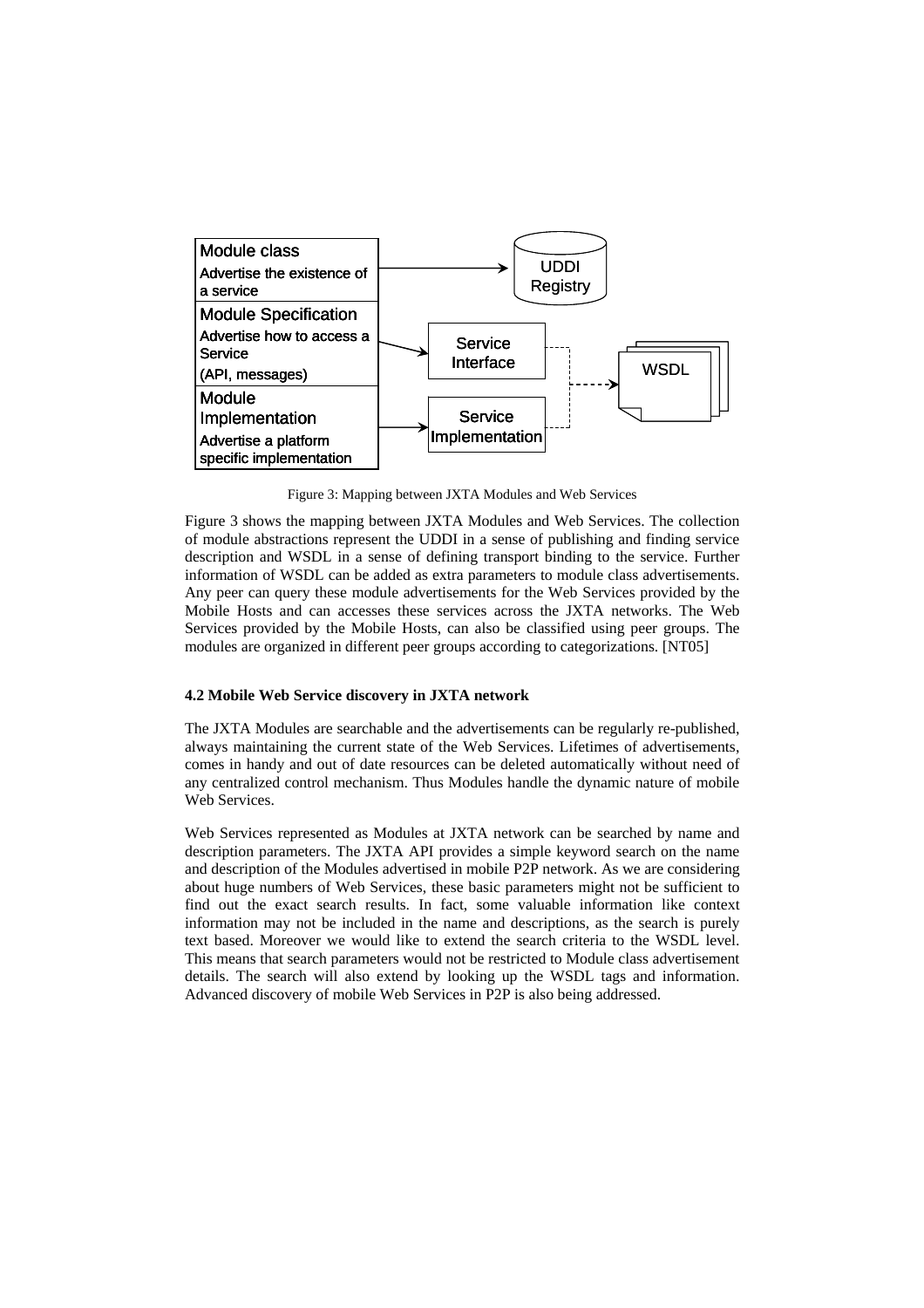Figure 3: Mapping between JXTA Modules and Web Services

Figure 3 shows the mapping between JXTA Modules and Web Services. The collection of module abstractions represent the UDDI in a sense of publishing and finding service description and WSDL in a sense of defining transport binding to the service. Further information of WSDL can be added as extra parameters to module class advertisements. Any peer can query these module advertisements for the Web Services provided by the Mobile Hosts and can accesses these services across the JXTA networks. The Web Services provided by the Mobile Hosts, can also be classified using peer groups. The modules are organized in different peer groups according to categorizations. [NT05]

### 4.2 Mobile Web Service discovery in JXTA network

The JXTA Modules are searchable and the advertisements can be regularly re-published, always maintaining the current state of the Web Services. Lifetimes of advertisements, comes in handy and out of date resources can be deleted automatically without need of any centralized control mechanism. Thus Modules handle the dynamic nature of mobile Web Services.

Web Services represented as Modules at JXTA network can be searched by name and description parameters. The JXTA API provides a simple keyword search on the name and description of the Modules advertised in mobile P2P network. As we are considering about huge numbers of Web Services, these basic parameters might not be sufficient to find out the exact search results. In fact, some valuable information like context information may not be included in the name and descriptions, as the search is purely text based. Moreover we would like to extend the search criteria to the WSDL level. This means that search parameters would not be restricted to Module class advertisement details. The search will also extend by looking up the WSDL tags and information. Advanced discovery of mobile Web Services in P2P is also being addressed.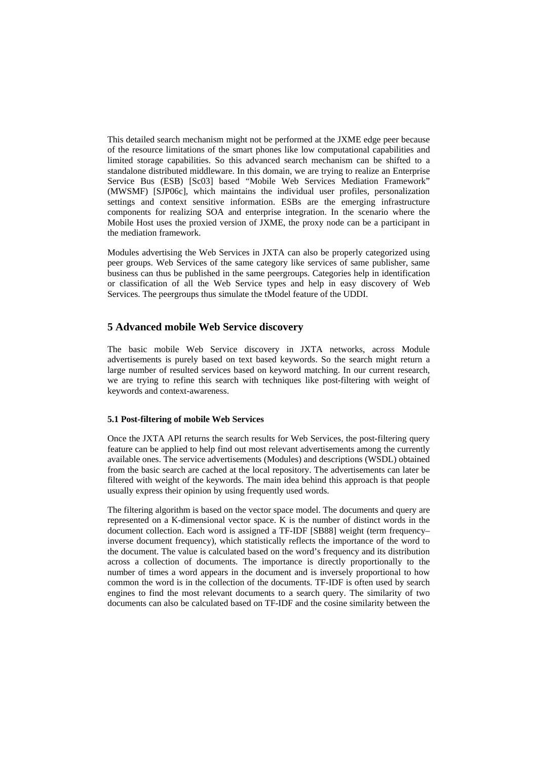This detailed search mechanism might not be performed at the JXME edge peer because of the resource limitations of the smart phones like low computational capabilities and limited storage capabilities. So this advanced search mechanism can be shifted to a standalone distributed middleware. In this domain, we are trying to realize an Enterprise Service Bus (ESB) [Sc03] based "Mobile Web Services Mediation Framework" (MWSMF) [SJP06c], which maintains the individual user profiles, personalization settings and context sensitive information. ESBs are the emerging infrastructure components for realizing SOA and enterprise integration. In the scenario where the Mobile Host uses the proxied version of JXME, the proxy node can be a participant in the mediation framework.

Modules advertising the Web Services in JXTA can also be properly categorized using peer groups. Web Services of the same category like services of same publisher, same business can thus be published in the same peergroups. Categories help in identification or classification of all the Web Service types and help in easy discovery of Web Services. The peergroups thus simulate the tModel feature of the UDDI.

## 5 Advanced mobile Web Service discovery

The basic mobile Web Service discovery in JXTA networks, across Module advertisements is purely based on text based keywords. So the search might return a large number of resulted services based on keyword matching. In our current research, we are trying to refine this search with techniques like post-filtering with weight of keywords and context-awareness.

### 5.1 Post-filtering of mobile Web Services

Once the JXTA API returns the search results for Web Services, the post-filtering query feature can be applied to help find out most relevant advertisements among the currently available ones. The service advertisements (Modules) and descriptions (WSDL) obtained from the basic search are cached at the local repository. The advertisements can later be filtered with weight of the keywords. The main idea behind this approach is that people usually express their opinion by using frequently used words.

The filtering algorithm is based on the vector space model. The documents and query are represented on a K-dimensional vector space. K is the number of distinct words in the document collection. Each word is assigned a TF-IDF [SB88] weight (term frequency–inverse document frequency), which statistically reflects the importance of the word to the document. The value is calculated based on the word's frequency and its distribution across a collection of documents. The importance is directly proportionally to the number of times a word appears in the document and is inversely proportional to how common the word is in the collection of the documents. TF-IDF is often used by search engines to find the most relevant documents to a search query. The similarity of two documents can also be calculated based on TF-IDF and the cosine similarity between the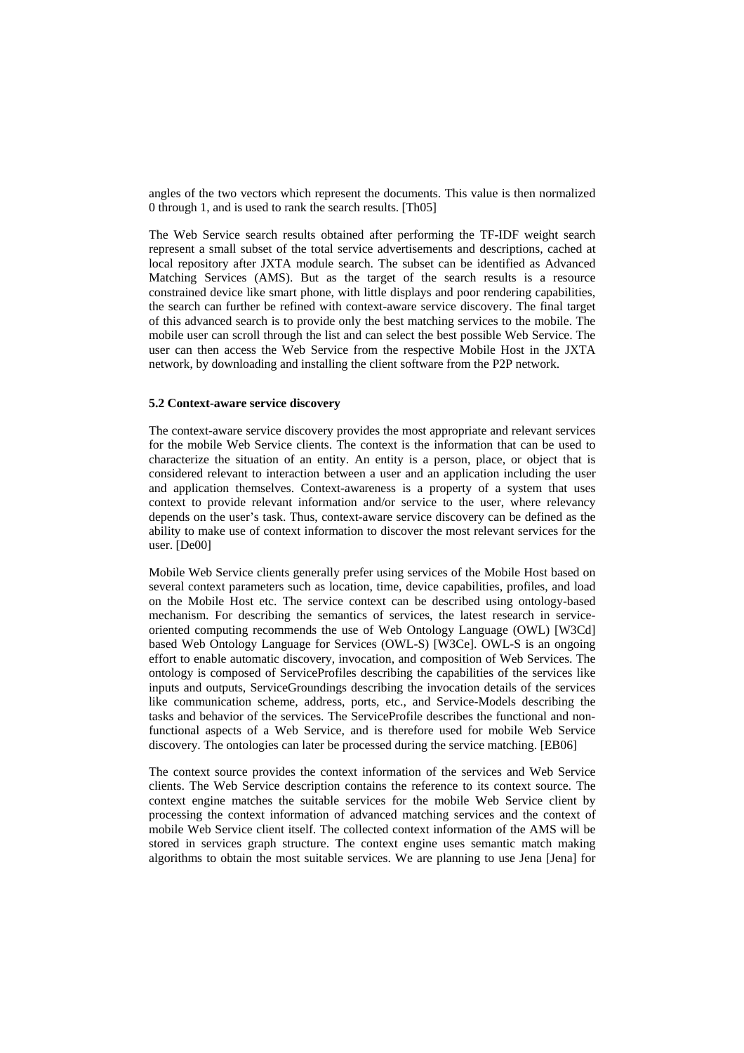angles of the two vectors which represent the documents. This value is then normalized 0 through 1, and is used to rank the search results. [Th05]

The Web Service search results obtained after performing the TF-IDF weight search represent a small subset of the total service advertisements and descriptions, cached at local repository after JXTA module search. The subset can be identified as Advanced Matching Services (AMS). But as the target of the search results is a resource constrained device like smart phone, with little displays and poor rendering capabilities, the search can further be refined with context-aware service discovery. The final target of this advanced search is to provide only the best matching services to the mobile. The mobile user can scroll through the list and can select the best possible Web Service. The user can then access the Web Service from the respective Mobile Host in the JXTA network, by downloading and installing the client software from the P2P network.

### 5.2 Context-aware service discovery

The context-aware service discovery provides the most appropriate and relevant services for the mobile Web Service clients. The context is the information that can be used to characterize the situation of an entity. An entity is a person, place, or object that is considered relevant to interaction between a user and an application including the user and application themselves. Context-awareness is a property of a system that uses context to provide relevant information and/or service to the user, where relevancy depends on the user's task. Thus, context-aware service discovery can be defined as the ability to make use of context information to discover the most relevant services for the user. [De00]

Mobile Web Service clients generally prefer using services of the Mobile Host based on several context parameters such as location, time, device capabilities, profiles, and load on the Mobile Host etc. The service context can be described using ontology-based mechanism. For describing the semantics of services, the latest research in service-oriented computing recommends the use of Web Ontology Language (OWL) [W3Cd] based Web Ontology Language for Services (OWL-S) [W3Ce]. OWL-S is an ongoing effort to enable automatic discovery, invocation, and composition of Web Services. The ontology is composed of ServiceProfiles describing the capabilities of the services like inputs and outputs, ServiceGroundings describing the invocation details of the services like communication scheme, address, ports, etc., and Service-Models describing the tasks and behavior of the services. The ServiceProfile describes the functional and non-functional aspects of a Web Service, and is therefore used for mobile Web Service discovery. The ontologies can later be processed during the service matching. [EB06]

The context source provides the context information of the services and Web Service clients. The Web Service description contains the reference to its context source. The context engine matches the suitable services for the mobile Web Service client by processing the context information of advanced matching services and the context of mobile Web Service client itself. The collected context information of the AMS will be stored in services graph structure. The context engine uses semantic match making algorithms to obtain the most suitable services. We are planning to use Jena [Jena] for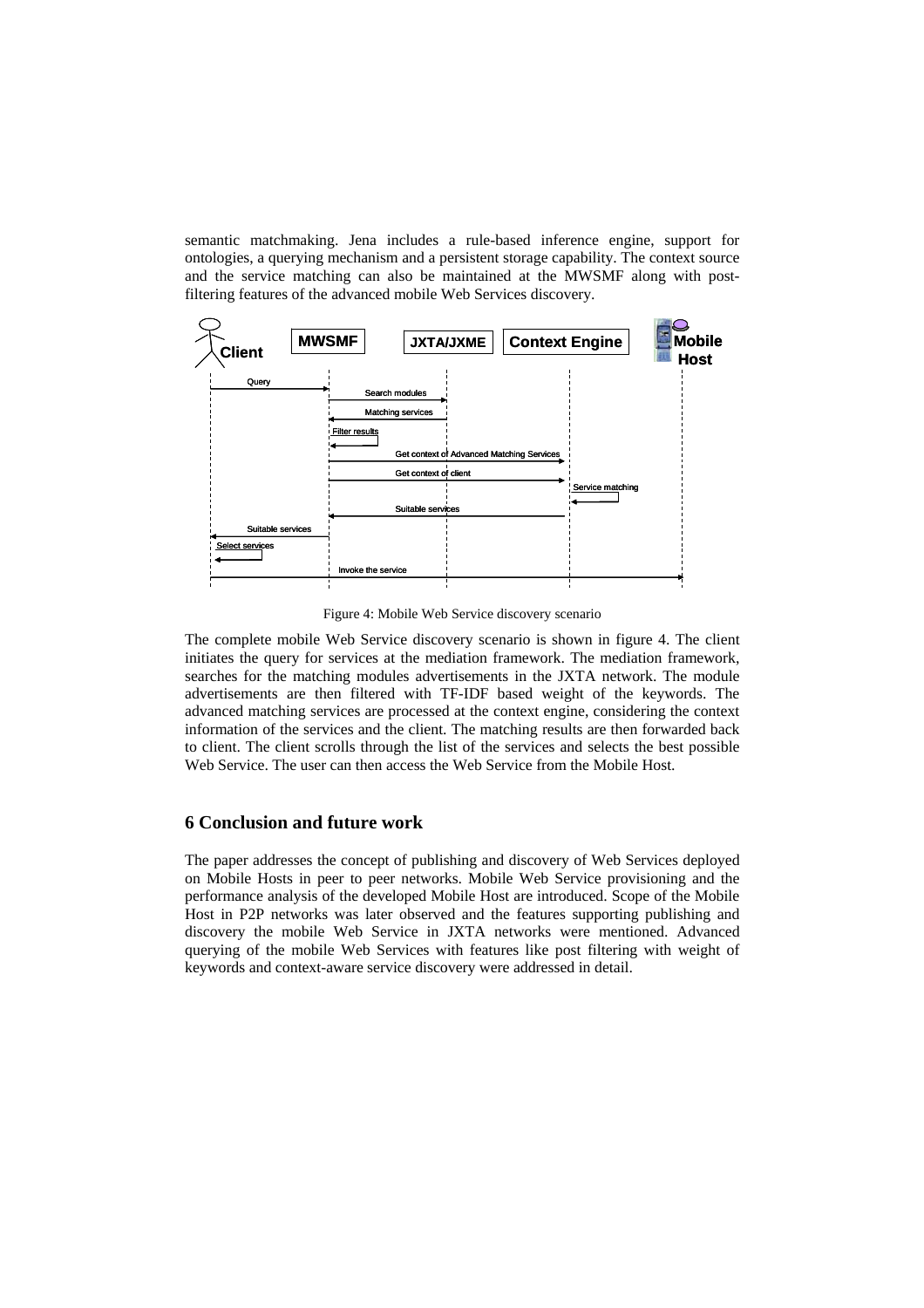semantic matchmaking. Jena includes a rule-based inference engine, support for ontologies, a querying mechanism and a persistent storage capability. The context source and the service matching can also be maintained at the MWSMF along with post-filtering features of the advanced mobile Web Services discovery.

Figure 4: Mobile Web Service discovery scenario

The complete mobile Web Service discovery scenario is shown in figure 4. The client initiates the query for services at the mediation framework. The mediation framework, searches for the matching modules advertisements in the JXTA network. The module advertisements are then filtered with TF-IDF based weight of the keywords. The advanced matching services are processed at the context engine, considering the context information of the services and the client. The matching results are then forwarded back to client. The client scrolls through the list of the services and selects the best possible Web Service. The user can then access the Web Service from the Mobile Host.

## 6 Conclusion and future work

The paper addresses the concept of publishing and discovery of Web Services deployed on Mobile Hosts in peer to peer networks. Mobile Web Service provisioning and the performance analysis of the developed Mobile Host are introduced. Scope of the Mobile Host in P2P networks was later observed and the features supporting publishing and discovery the mobile Web Service in JXTA networks were mentioned. Advanced querying of the mobile Web Services with features like post filtering with weight of keywords and context-aware service discovery were addressed in detail.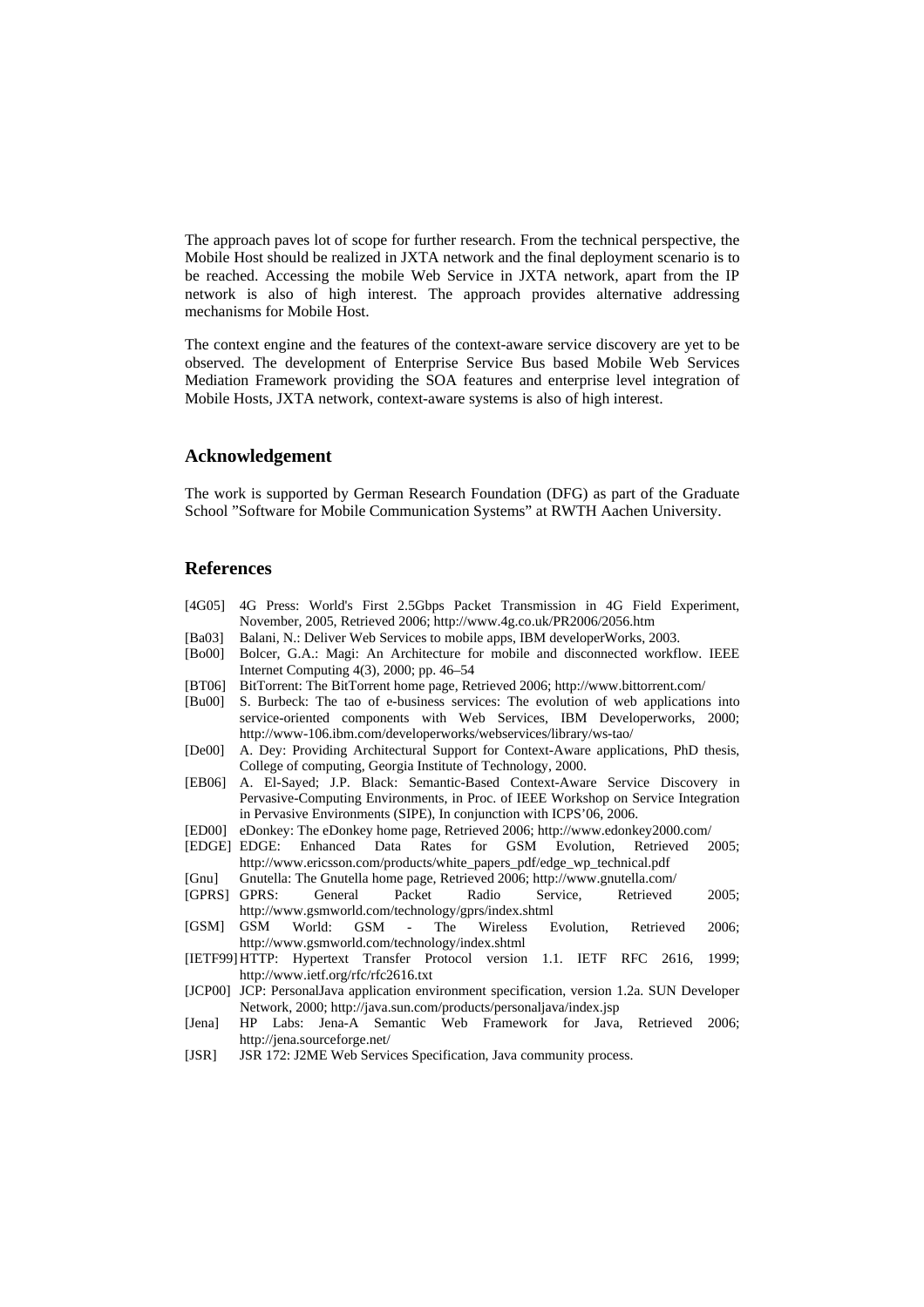The approach paves lot of scope for further research. From the technical perspective, the Mobile Host should be realized in JXTA network and the final deployment scenario is to be reached. Accessing the mobile Web Service in JXTA network, apart from the IP network is also of high interest. The approach provides alternative addressing mechanisms for Mobile Host.

The context engine and the features of the context-aware service discovery are yet to be observed. The development of Enterprise Service Bus based Mobile Web Services Mediation Framework providing the SOA features and enterprise level integration of Mobile Hosts, JXTA network, context-aware systems is also of high interest.

## Acknowledgement

The work is supported by German Research Foundation (DFG) as part of the Graduate School "Software for Mobile Communication Systems" at RWTH Aachen University.

## References

[4G05] 4G Press: World's First 2.5Gbps Packet Transmission in 4G Field Experiment, November, 2005, Retrieved 2006; http://www.4g.co.uk/PR2006/2056.htm

[Ba03] Balani, N.: Deliver Web Services to mobile apps, IBM developerWorks, 2003.

[Bo00] Bolcer, G.A.: Magi: An Architecture for mobile and disconnected workflow. IEEE Internet Computing 4(3), 2000; pp. 46–54

[BT06] BitTorrent: The BitTorrent home page, Retrieved 2006; http://www.bittorrent.com/

[Bu00] S. Burbeck: The tao of e-business services: The evolution of web applications into service-oriented components with Web Services, IBM Developerworks, 2000; http://www-106.ibm.com/developerworks/webservices/library/ws-tao/

[De00] A. Dey: Providing Architectural Support for Context-Aware applications, PhD thesis, College of computing, Georgia Institute of Technology, 2000.

[EB06] A. El-Sayed; J.P. Black: Semantic-Based Context-Aware Service Discovery in Pervasive-Computing Environments, in Proc. of IEEE Workshop on Service Integration in Pervasive Environments (SIPE), In conjunction with ICPS'06, 2006.

[ED00] eDonkey: The eDonkey home page, Retrieved 2006; http://www.edonkey2000.com/

[EDGE] EDGE: Enhanced Data Rates for GSM Evolution, Retrieved 2005; http://www.ericsson.com/products/white_papers_pdf/edge_wp_technical.pdf

[Gnu] Gnutella: The Gnutella home page, Retrieved 2006; http://www.gnutella.com/

[GPRS] GPRS: General Packet Radio Service, Retrieved 2005; http://www.gsmworld.com/technology/gprs/index.shtml

[GSM] GSM World: GSM - The Wireless Evolution, Retrieved 2006; http://www.gsmworld.com/technology/index.shtml

[IETF99] HTTP: Hypertext Transfer Protocol version 1.1. IETF RFC 2616, 1999; http://www.ietf.org/rfc/rfc2616.txt

[JCP00] JCP: PersonalJava application environment specification, version 1.2a. SUN Developer Network, 2000; http://java.sun.com/products/personaljava/index.jsp

[Jena] HP Labs: Jena-A Semantic Web Framework for Java, Retrieved 2006; http://jena.sourceforge.net/

[JSR] JSR 172: J2ME Web Services Specification, Java community process.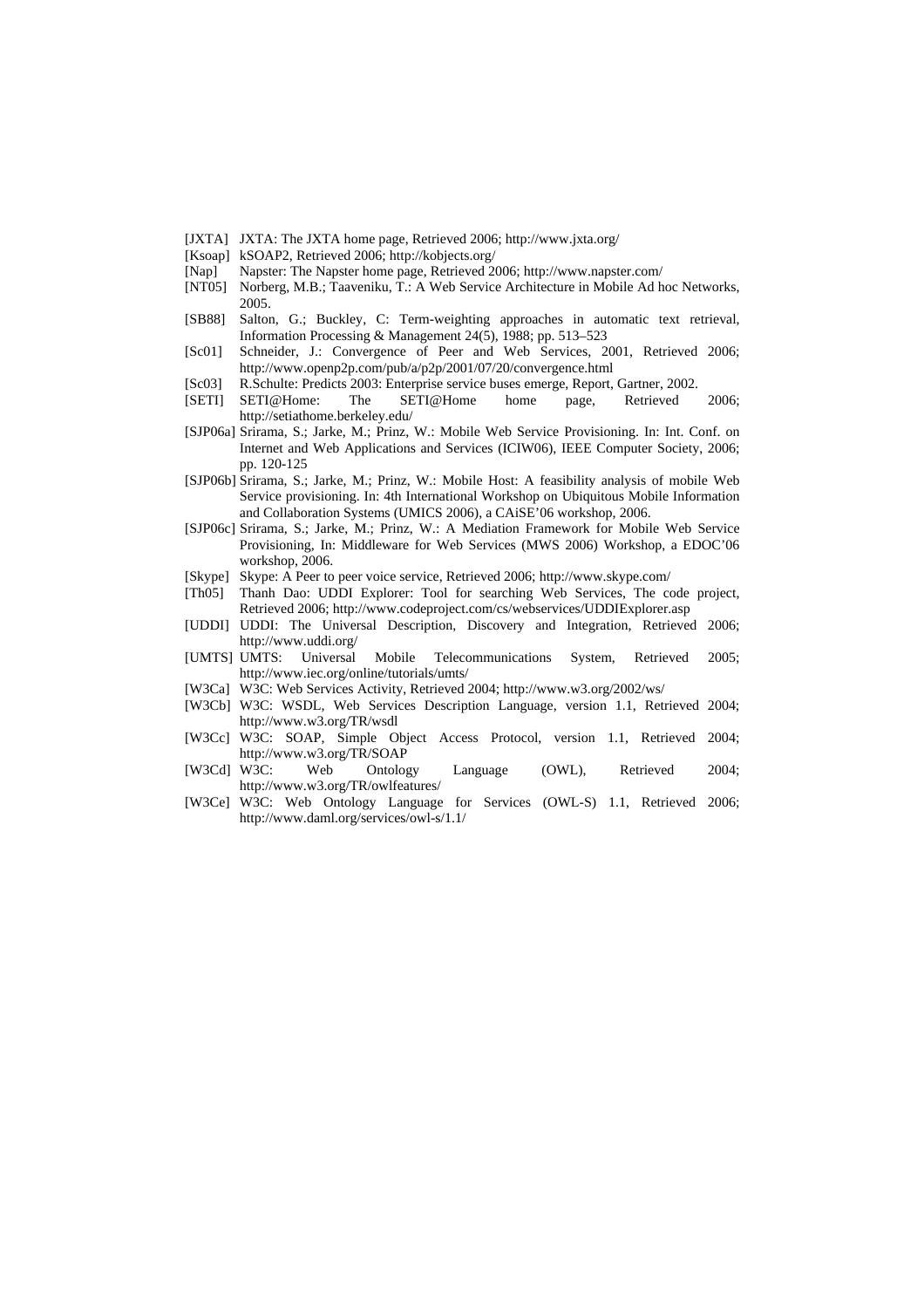[JXTA] JXTA: The JXTA home page, Retrieved 2006; http://www.jxta.org/

[Ksoap] kSOAP2, Retrieved 2006; http://kobjects.org/

[Nap] Napster: The Napster home page, Retrieved 2006; http://www.napster.com/

[NT05] Norberg, M.B.; Taaveniku, T.: A Web Service Architecture in Mobile Ad hoc Networks, 2005.

[SB88] Salton, G.; Buckley, C: Term-weighting approaches in automatic text retrieval, Information Processing & Management 24(5), 1988; pp. 513–523

[Sc01] Schneider, J.: Convergence of Peer and Web Services, 2001, Retrieved 2006; http://www.openp2p.com/pub/a/p2p/2001/07/20/convergence.html

[Sc03] R.Schulte: Predicts 2003: Enterprise service buses emerge, Report, Gartner, 2002.

[SETI] SETI@Home: The SETI@Home home page, Retrieved 2006; http://setiathome.berkeley.edu/

[SJP06a] Srirama, S.; Jarke, M.; Prinz, W.: Mobile Web Service Provisioning. In: Int. Conf. on Internet and Web Applications and Services (ICIW06), IEEE Computer Society, 2006; pp. 120-125

[SJP06b] Srirama, S.; Jarke, M.; Prinz, W.: Mobile Host: A feasibility analysis of mobile Web Service provisioning. In: 4th International Workshop on Ubiquitous Mobile Information and Collaboration Systems (UMICS 2006), a CAiSE'06 workshop, 2006.

[SJP06c] Srirama, S.; Jarke, M.; Prinz, W.: A Mediation Framework for Mobile Web Service Provisioning, In: Middleware for Web Services (MWS 2006) Workshop, a EDOC'06 workshop, 2006.

[Skype] Skype: A Peer to peer voice service, Retrieved 2006; http://www.skype.com/

[Th05] Thanh Dao: UDDI Explorer: Tool for searching Web Services, The code project, Retrieved 2006; http://www.codeproject.com/cs/webservices/UDDIExplorer.asp

[UDDI] UDDI: The Universal Description, Discovery and Integration, Retrieved 2006; http://www.uddi.org/

[UMTS] UMTS: Universal Mobile Telecommunications System, Retrieved 2005; http://www.iec.org/online/tutorials/umts/

[W3Ca] W3C: Web Services Activity, Retrieved 2004; http://www.w3.org/2002/ws/

[W3Cb] W3C: WSDL, Web Services Description Language, version 1.1, Retrieved 2004; http://www.w3.org/TR/wsdl

[W3Cc] W3C: SOAP, Simple Object Access Protocol, version 1.1, Retrieved 2004; http://www.w3.org/TR/SOAP

[W3Cd] W3C: Web Ontology Language (OWL), Retrieved 2004; http://www.w3.org/TR/owlfeatures/

[W3Ce] W3C: Web Ontology Language for Services (OWL-S) 1.1, Retrieved 2006; http://www.daml.org/services/owl-s/1.1/